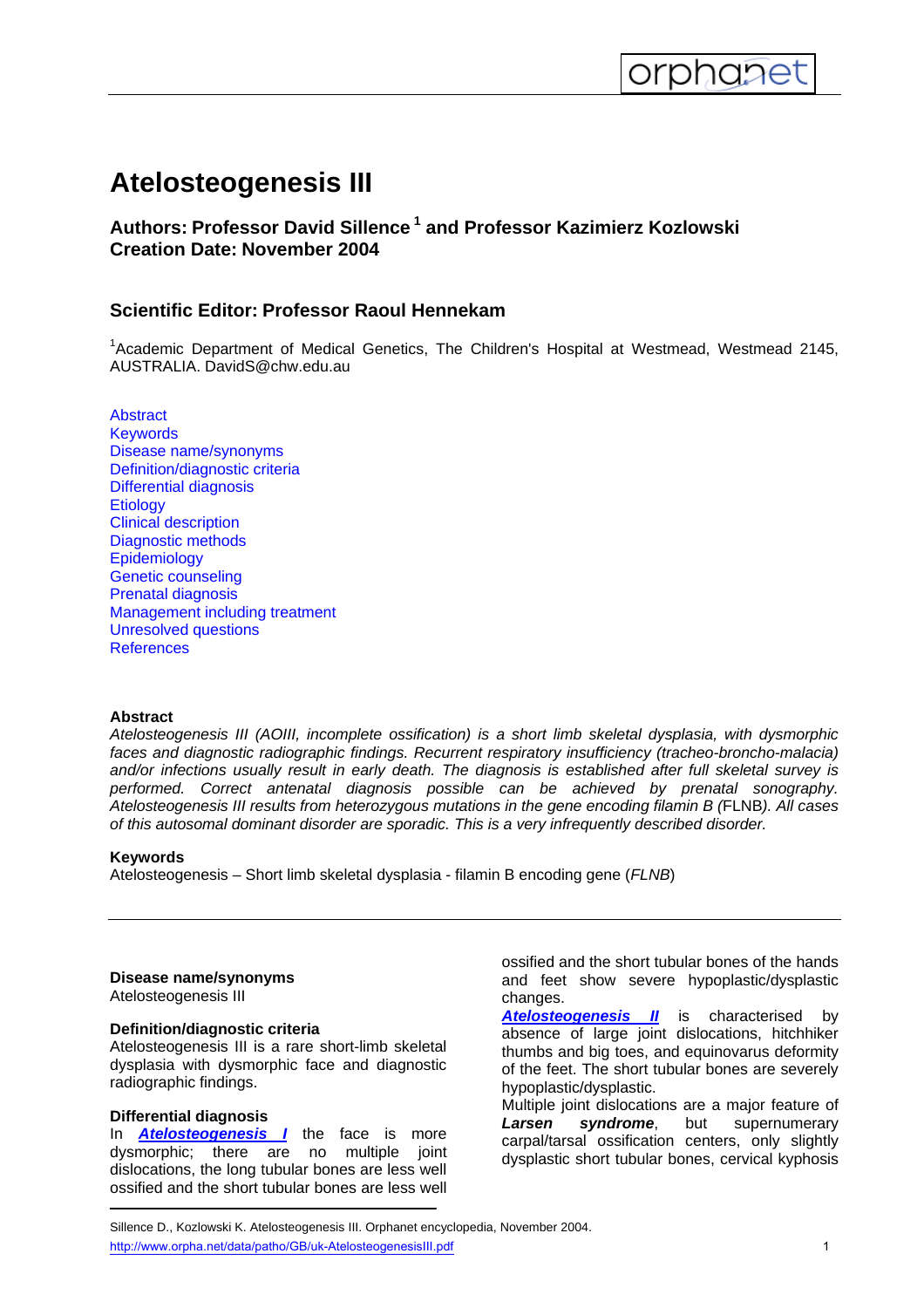# Atelosteogenesis III

## Authors: Professor David Sillence[1] and Professor Kazimierz Kozlowski
## Creation Date: November 2004

### Scientific Editor: Professor Raoul Hennekam

[1]Academic Department of Medical Genetics, The Children's Hospital at Westmead, Westmead 2145, AUSTRALIA. DavidS@chw.edu.au

- Abstract
- Keywords
- Disease name/synonyms
- Definition/diagnostic criteria
- Differential diagnosis
- Etiology
- Clinical description
- Diagnostic methods
- Epidemiology
- Genetic counseling
- Prenatal diagnosis
- Management including treatment
- Unresolved questions
- References

**Abstract**

*Atelosteogenesis III (AOIII, incomplete ossification) is a short limb skeletal dysplasia, with dysmorphic faces and diagnostic radiographic findings. Recurrent respiratory insufficiency (tracheo-broncho-malacia) and/or infections usually result in early death. The diagnosis is established after full skeletal survey is performed. Correct antenatal diagnosis possible can be achieved by prenatal sonography. Atelosteogenesis III results from heterozygous mutations in the gene encoding filamin B (*FLNB*). All cases of this autosomal dominant disorder are sporadic. This is a very infrequently described disorder.*

**Keywords**

Atelosteogenesis – Short limb skeletal dysplasia - filamin B encoding gene (*FLNB*)

---

**Disease name/synonyms**

Atelosteogenesis III

**Definition/diagnostic criteria**

Atelosteogenesis III is a rare short-limb skeletal dysplasia with dysmorphic face and diagnostic radiographic findings.

**Differential diagnosis**

In ***Atelosteogenesis I*** the face is more dysmorphic; there are no multiple joint dislocations, the long tubular bones are less well ossified and the short tubular bones are less well ossified and the short tubular bones of the hands and feet show severe hypoplastic/dysplastic changes.

***Atelosteogenesis II*** is characterised by absence of large joint dislocations, hitchhiker thumbs and big toes, and equinovarus deformity of the feet. The short tubular bones are severely hypoplastic/dysplastic.

Multiple joint dislocations are a major feature of ***Larsen syndrome***, but supernumerary carpal/tarsal ossification centers, only slightly dysplastic short tubular bones, cervical kyphosis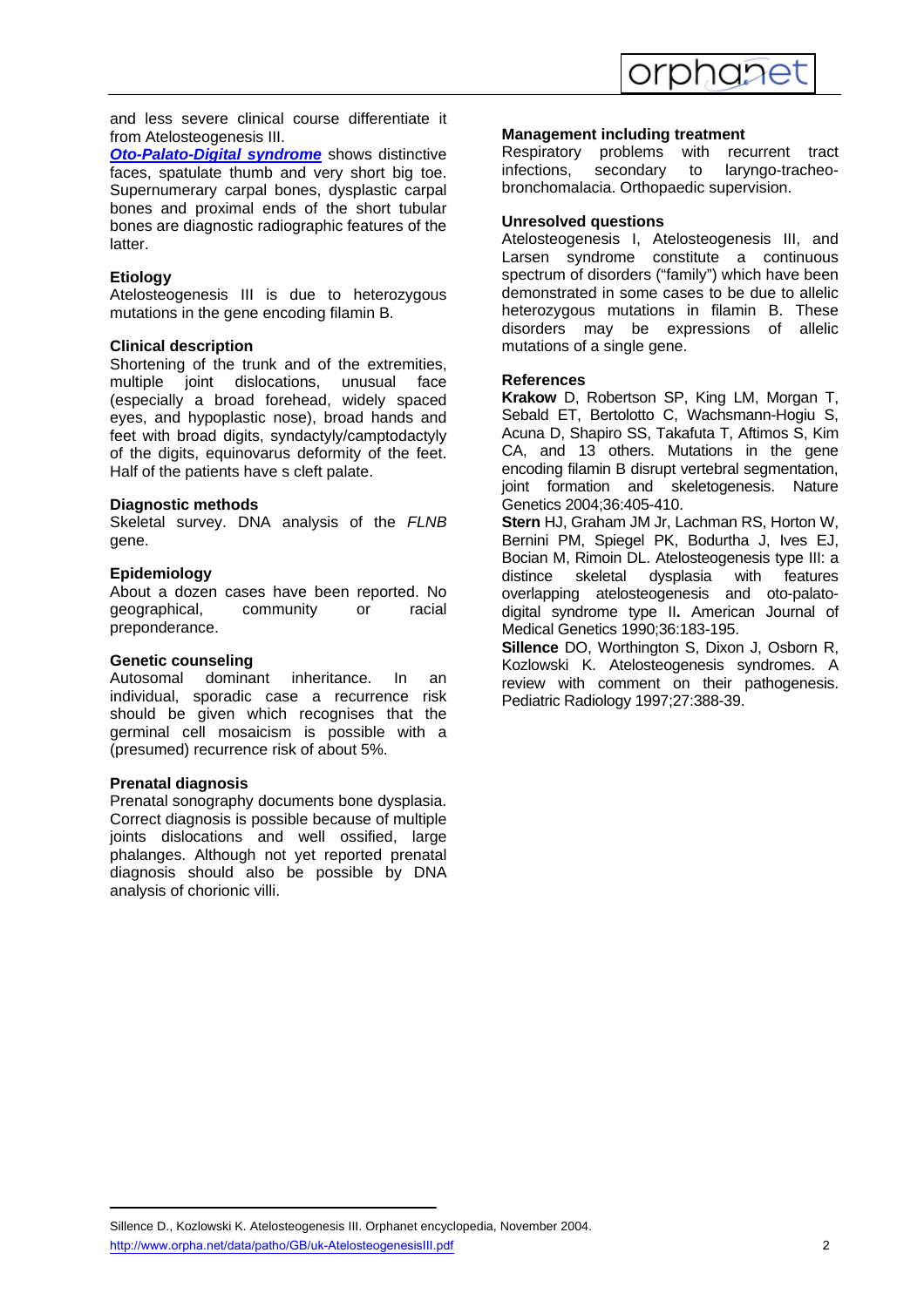and less severe clinical course differentiate it from Atelosteogenesis III.

***Oto-Palato-Digital syndrome*** shows distinctive faces, spatulate thumb and very short big toe. Supernumerary carpal bones, dysplastic carpal bones and proximal ends of the short tubular bones are diagnostic radiographic features of the latter.

**Etiology**

Atelosteogenesis III is due to heterozygous mutations in the gene encoding filamin B.

**Clinical description**

Shortening of the trunk and of the extremities, multiple joint dislocations, unusual face (especially a broad forehead, widely spaced eyes, and hypoplastic nose), broad hands and feet with broad digits, syndactyly/camptodactyly of the digits, equinovarus deformity of the feet. Half of the patients have s cleft palate.

**Diagnostic methods**

Skeletal survey. DNA analysis of the *FLNB* gene.

**Epidemiology**

About a dozen cases have been reported. No geographical, community or racial preponderance.

**Genetic counseling**

Autosomal dominant inheritance. In an individual, sporadic case a recurrence risk should be given which recognises that the germinal cell mosaicism is possible with a (presumed) recurrence risk of about 5%.

**Prenatal diagnosis**

Prenatal sonography documents bone dysplasia. Correct diagnosis is possible because of multiple joints dislocations and well ossified, large phalanges. Although not yet reported prenatal diagnosis should also be possible by DNA analysis of chorionic villi.

**Management including treatment**

Respiratory problems with recurrent tract infections, secondary to laryngo-tracheo-bronchomalacia. Orthopaedic supervision.

**Unresolved questions**

Atelosteogenesis I, Atelosteogenesis III, and Larsen syndrome constitute a continuous spectrum of disorders ("family") which have been demonstrated in some cases to be due to allelic heterozygous mutations in filamin B. These disorders may be expressions of allelic mutations of a single gene.

**References**

**Krakow** D, Robertson SP, King LM, Morgan T, Sebald ET, Bertolotto C, Wachsmann-Hogiu S, Acuna D, Shapiro SS, Takafuta T, Aftimos S, Kim CA, and 13 others. Mutations in the gene encoding filamin B disrupt vertebral segmentation, joint formation and skeletogenesis. Nature Genetics 2004;36:405-410.

**Stern** HJ, Graham JM Jr, Lachman RS, Horton W, Bernini PM, Spiegel PK, Bodurtha J, Ives EJ, Bocian M, Rimoin DL. Atelosteogenesis type III: a distince skeletal dysplasia with features overlapping atelosteogenesis and oto-palato-digital syndrome type II. American Journal of Medical Genetics 1990;36:183-195.

**Sillence** DO, Worthington S, Dixon J, Osborn R, Kozlowski K. Atelosteogenesis syndromes. A review with comment on their pathogenesis. Pediatric Radiology 1997;27:388-39.

Sillence D., Kozlowski K. Atelosteogenesis III. Orphanet encyclopedia, November 2004.
http://www.orpha.net/data/patho/GB/uk-AtelosteogenesisIII.pdf